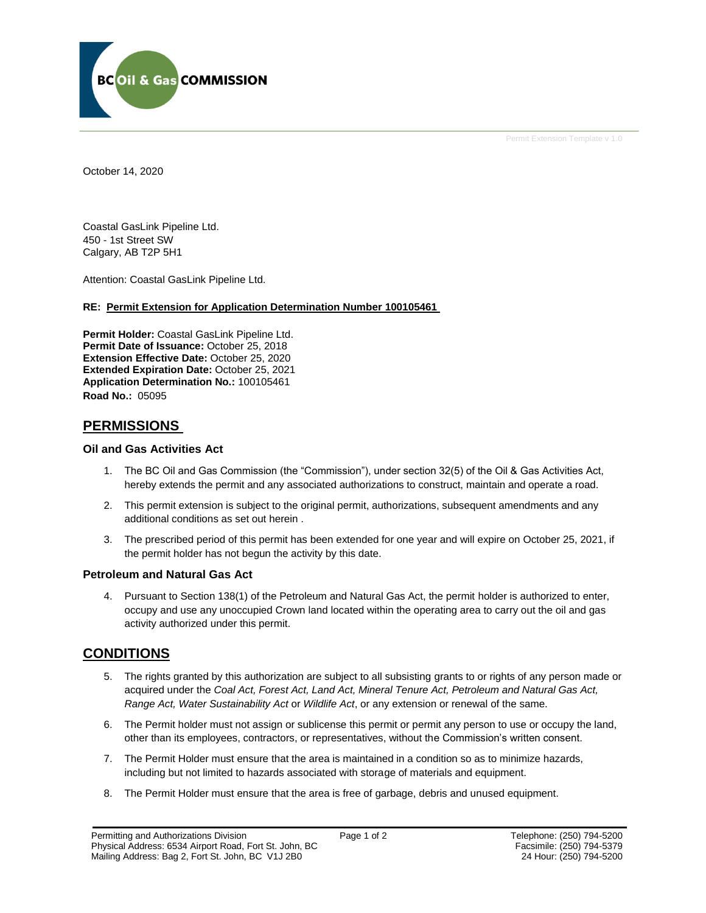October 14, 2020

Coastal GasLink Pipeline Ltd.
450 - 1st Street SW
Calgary, AB T2P 5H1

Attention: Coastal GasLink Pipeline Ltd.

**RE: Permit Extension for Application Determination Number 100105461**

**Permit Holder:** Coastal GasLink Pipeline Ltd.
**Permit Date of Issuance:** October 25, 2018
**Extension Effective Date:** October 25, 2020
**Extended Expiration Date:** October 25, 2021
**Application Determination No.:** 100105461
**Road No.:** 05095

## PERMISSIONS

### Oil and Gas Activities Act

1. The BC Oil and Gas Commission (the "Commission"), under section 32(5) of the Oil & Gas Activities Act, hereby extends the permit and any associated authorizations to construct, maintain and operate a road.
2. This permit extension is subject to the original permit, authorizations, subsequent amendments and any additional conditions as set out herein .
3. The prescribed period of this permit has been extended for one year and will expire on October 25, 2021, if the permit holder has not begun the activity by this date.

### Petroleum and Natural Gas Act

4. Pursuant to Section 138(1) of the Petroleum and Natural Gas Act, the permit holder is authorized to enter, occupy and use any unoccupied Crown land located within the operating area to carry out the oil and gas activity authorized under this permit.

## CONDITIONS

5. The rights granted by this authorization are subject to all subsisting grants to or rights of any person made or acquired under the *Coal Act, Forest Act, Land Act, Mineral Tenure Act, Petroleum and Natural Gas Act, Range Act, Water Sustainability Act* or *Wildlife Act*, or any extension or renewal of the same.
6. The Permit holder must not assign or sublicense this permit or permit any person to use or occupy the land, other than its employees, contractors, or representatives, without the Commission's written consent.
7. The Permit Holder must ensure that the area is maintained in a condition so as to minimize hazards, including but not limited to hazards associated with storage of materials and equipment.
8. The Permit Holder must ensure that the area is free of garbage, debris and unused equipment.

Permitting and Authorizations Division
Physical Address: 6534 Airport Road, Fort St. John, BC
Mailing Address: Bag 2, Fort St. John, BC V1J 2B0

Telephone: (250) 794-5200
Facsimile: (250) 794-5379
24 Hour: (250) 794-5200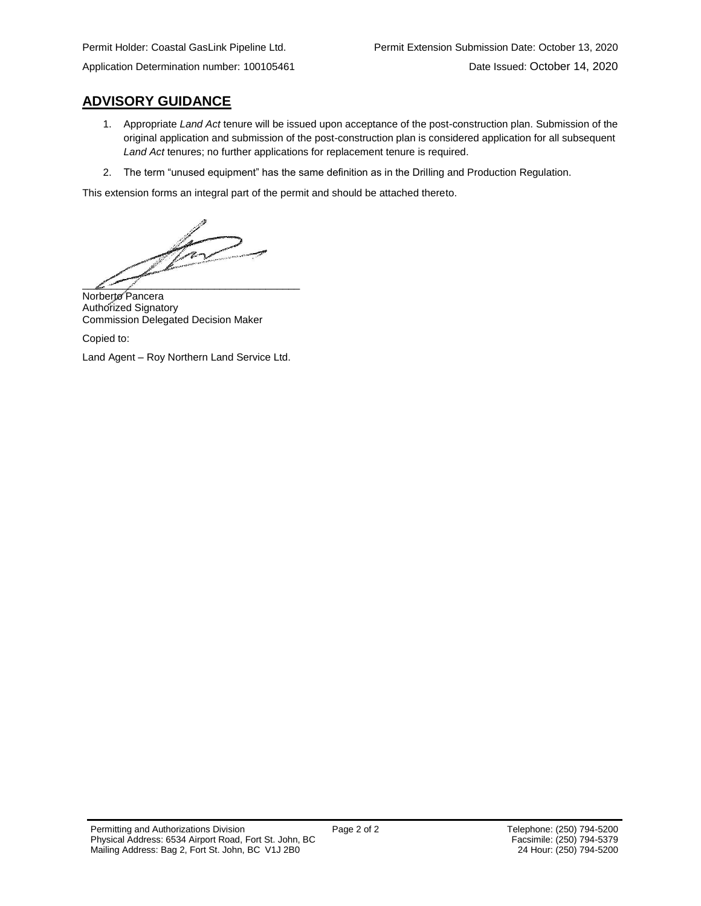Permit Holder: Coastal GasLink Pipeline Ltd.  
Permit Extension Submission Date: October 13, 2020

Application Determination number: 100105461  
Date Issued: October 14, 2020

## ADVISORY GUIDANCE

1. Appropriate *Land Act* tenure will be issued upon acceptance of the post-construction plan. Submission of the original application and submission of the post-construction plan is considered application for all subsequent *Land Act* tenures; no further applications for replacement tenure is required.
2. The term "unused equipment" has the same definition as in the Drilling and Production Regulation.

This extension forms an integral part of the permit and should be attached thereto.

\_\_\_\_\_\_\_\_\_\_\_\_\_\_\_\_\_\_\_\_\_\_\_\_\_\_\_\_\_\_\_\_\_\_\_\_\_\_

Norberto Pancera  
Authorized Signatory  
Commission Delegated Decision Maker

Copied to:

Land Agent – Roy Northern Land Service Ltd.

Permitting and Authorizations Division  
Physical Address: 6534 Airport Road, Fort St. John, BC  
Mailing Address: Bag 2, Fort St. John, BC V1J 2B0

Telephone: (250) 794-5200  
Facsimile: (250) 794-5379  
24 Hour: (250) 794-5200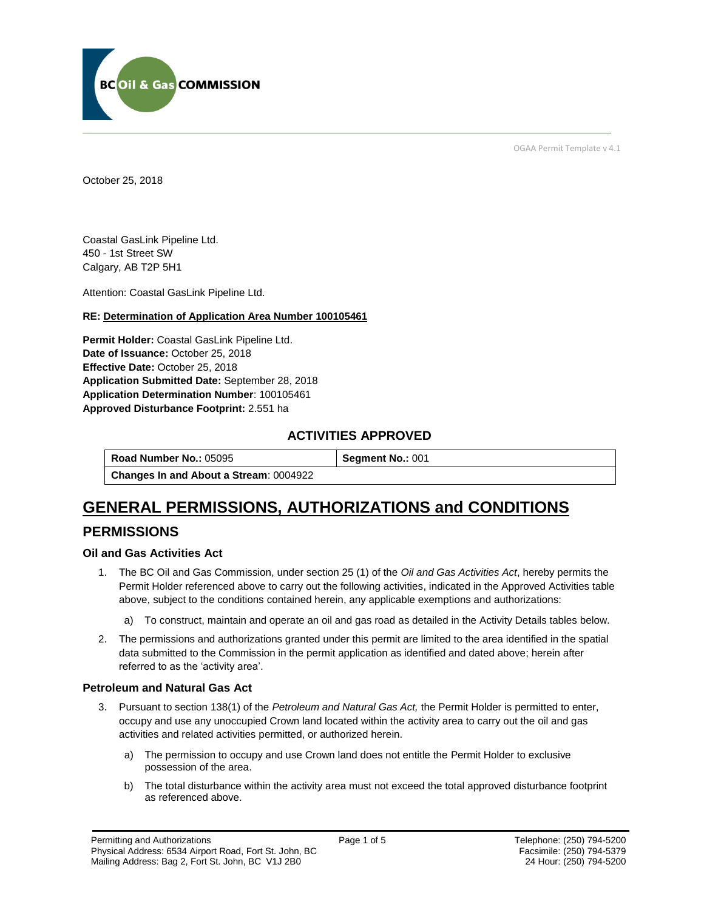BC Oil & Gas COMMISSION

OGAA Permit Template v 4.1

October 25, 2018

Coastal GasLink Pipeline Ltd.
450 - 1st Street SW
Calgary, AB T2P 5H1

Attention: Coastal GasLink Pipeline Ltd.

**RE: Determination of Application Area Number 100105461**

**Permit Holder:** Coastal GasLink Pipeline Ltd.
**Date of Issuance:** October 25, 2018
**Effective Date:** October 25, 2018
**Application Submitted Date:** September 28, 2018
**Application Determination Number**: 100105461
**Approved Disturbance Footprint:** 2.551 ha

## ACTIVITIES APPROVED

| **Road Number No.:** 05095 | **Segment No.:** 001 |
|---|---|
| **Changes In and About a Stream**: 0004922 | |

# GENERAL PERMISSIONS, AUTHORIZATIONS and CONDITIONS

## PERMISSIONS

### Oil and Gas Activities Act

1. The BC Oil and Gas Commission, under section 25 (1) of the *Oil and Gas Activities Act*, hereby permits the Permit Holder referenced above to carry out the following activities, indicated in the Approved Activities table above, subject to the conditions contained herein, any applicable exemptions and authorizations:
   a) To construct, maintain and operate an oil and gas road as detailed in the Activity Details tables below.
2. The permissions and authorizations granted under this permit are limited to the area identified in the spatial data submitted to the Commission in the permit application as identified and dated above; herein after referred to as the 'activity area'.

### Petroleum and Natural Gas Act

3. Pursuant to section 138(1) of the *Petroleum and Natural Gas Act,* the Permit Holder is permitted to enter, occupy and use any unoccupied Crown land located within the activity area to carry out the oil and gas activities and related activities permitted, or authorized herein.
   a) The permission to occupy and use Crown land does not entitle the Permit Holder to exclusive possession of the area.
   b) The total disturbance within the activity area must not exceed the total approved disturbance footprint as referenced above.

Permitting and Authorizations
Physical Address: 6534 Airport Road, Fort St. John, BC
Mailing Address: Bag 2, Fort St. John, BC V1J 2B0

Telephone: (250) 794-5200
Facsimile: (250) 794-5379
24 Hour: (250) 794-5200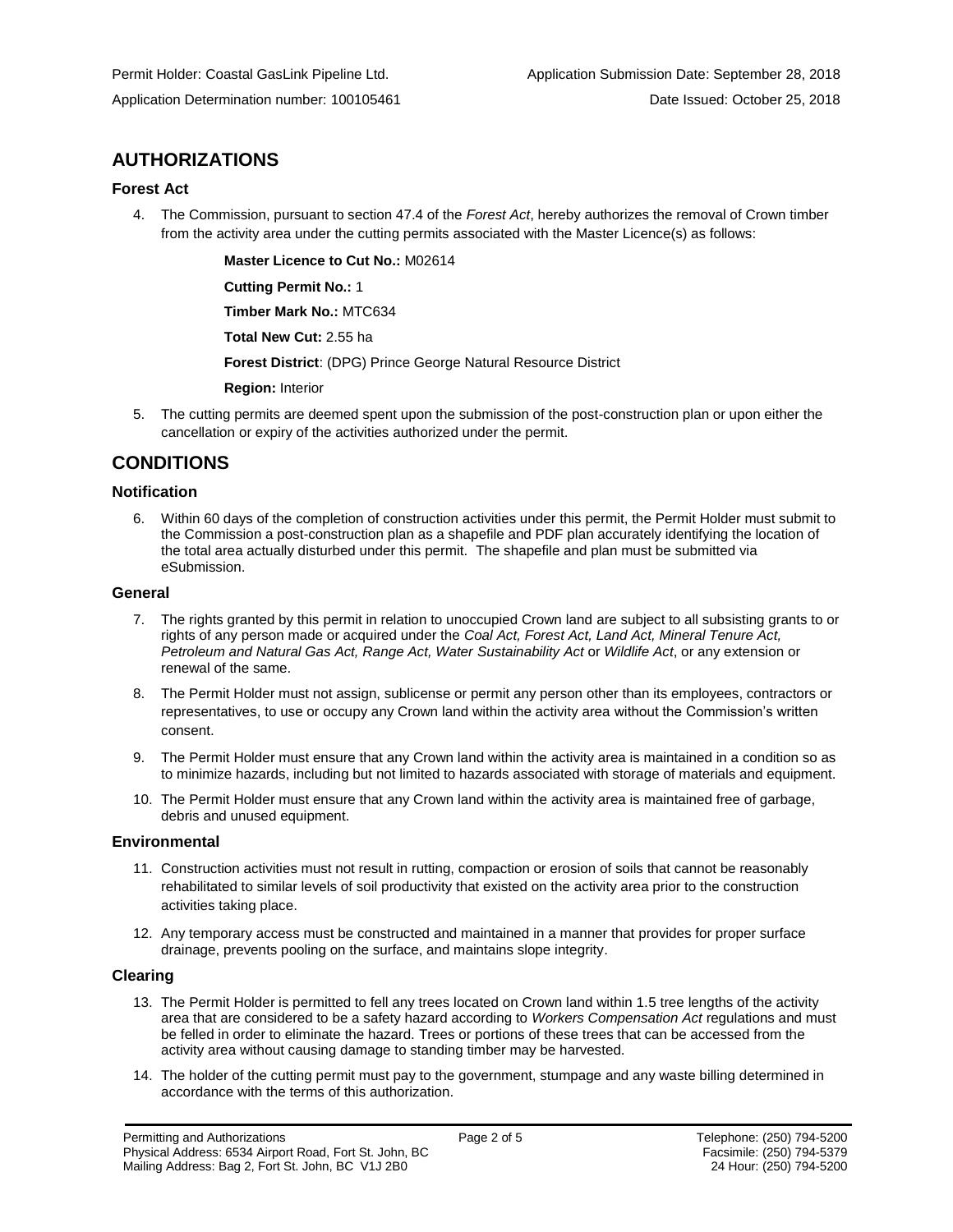Permit Holder: Coastal GasLink Pipeline Ltd. Application Submission Date: September 28, 2018

Application Determination number: 100105461 Date Issued: October 25, 2018

## AUTHORIZATIONS

### Forest Act

4. The Commission, pursuant to section 47.4 of the *Forest Act*, hereby authorizes the removal of Crown timber from the activity area under the cutting permits associated with the Master Licence(s) as follows:

   **Master Licence to Cut No.:** M02614

   **Cutting Permit No.:** 1

   **Timber Mark No.:** MTC634

   **Total New Cut:** 2.55 ha

   **Forest District**: (DPG) Prince George Natural Resource District

   **Region:** Interior

5. The cutting permits are deemed spent upon the submission of the post-construction plan or upon either the cancellation or expiry of the activities authorized under the permit.

## CONDITIONS

### Notification

6. Within 60 days of the completion of construction activities under this permit, the Permit Holder must submit to the Commission a post-construction plan as a shapefile and PDF plan accurately identifying the location of the total area actually disturbed under this permit. The shapefile and plan must be submitted via eSubmission.

### General

7. The rights granted by this permit in relation to unoccupied Crown land are subject to all subsisting grants to or rights of any person made or acquired under the *Coal Act, Forest Act, Land Act, Mineral Tenure Act, Petroleum and Natural Gas Act, Range Act, Water Sustainability Act* or *Wildlife Act*, or any extension or renewal of the same.
8. The Permit Holder must not assign, sublicense or permit any person other than its employees, contractors or representatives, to use or occupy any Crown land within the activity area without the Commission's written consent.
9. The Permit Holder must ensure that any Crown land within the activity area is maintained in a condition so as to minimize hazards, including but not limited to hazards associated with storage of materials and equipment.
10. The Permit Holder must ensure that any Crown land within the activity area is maintained free of garbage, debris and unused equipment.

### Environmental

11. Construction activities must not result in rutting, compaction or erosion of soils that cannot be reasonably rehabilitated to similar levels of soil productivity that existed on the activity area prior to the construction activities taking place.
12. Any temporary access must be constructed and maintained in a manner that provides for proper surface drainage, prevents pooling on the surface, and maintains slope integrity.

### Clearing

13. The Permit Holder is permitted to fell any trees located on Crown land within 1.5 tree lengths of the activity area that are considered to be a safety hazard according to *Workers Compensation Act* regulations and must be felled in order to eliminate the hazard. Trees or portions of these trees that can be accessed from the activity area without causing damage to standing timber may be harvested.
14. The holder of the cutting permit must pay to the government, stumpage and any waste billing determined in accordance with the terms of this authorization.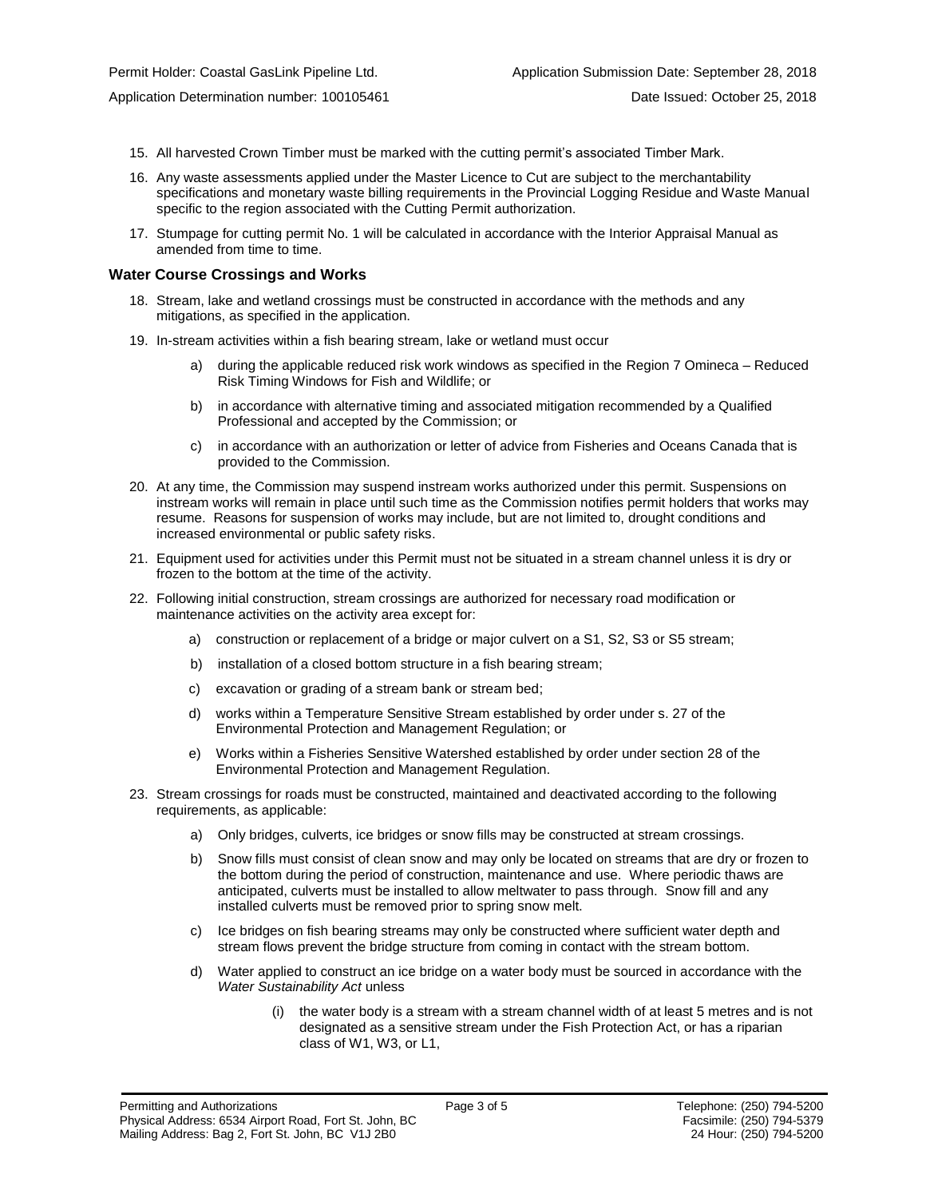15. All harvested Crown Timber must be marked with the cutting permit's associated Timber Mark.

16. Any waste assessments applied under the Master Licence to Cut are subject to the merchantability specifications and monetary waste billing requirements in the Provincial Logging Residue and Waste Manual specific to the region associated with the Cutting Permit authorization.

17. Stumpage for cutting permit No. 1 will be calculated in accordance with the Interior Appraisal Manual as amended from time to time.

### Water Course Crossings and Works

18. Stream, lake and wetland crossings must be constructed in accordance with the methods and any mitigations, as specified in the application.

19. In-stream activities within a fish bearing stream, lake or wetland must occur

    a) during the applicable reduced risk work windows as specified in the Region 7 Omineca – Reduced Risk Timing Windows for Fish and Wildlife; or

    b) in accordance with alternative timing and associated mitigation recommended by a Qualified Professional and accepted by the Commission; or

    c) in accordance with an authorization or letter of advice from Fisheries and Oceans Canada that is provided to the Commission.

20. At any time, the Commission may suspend instream works authorized under this permit. Suspensions on instream works will remain in place until such time as the Commission notifies permit holders that works may resume. Reasons for suspension of works may include, but are not limited to, drought conditions and increased environmental or public safety risks.

21. Equipment used for activities under this Permit must not be situated in a stream channel unless it is dry or frozen to the bottom at the time of the activity.

22. Following initial construction, stream crossings are authorized for necessary road modification or maintenance activities on the activity area except for:

    a) construction or replacement of a bridge or major culvert on a S1, S2, S3 or S5 stream;

    b) installation of a closed bottom structure in a fish bearing stream;

    c) excavation or grading of a stream bank or stream bed;

    d) works within a Temperature Sensitive Stream established by order under s. 27 of the Environmental Protection and Management Regulation; or

    e) Works within a Fisheries Sensitive Watershed established by order under section 28 of the Environmental Protection and Management Regulation.

23. Stream crossings for roads must be constructed, maintained and deactivated according to the following requirements, as applicable:

    a) Only bridges, culverts, ice bridges or snow fills may be constructed at stream crossings.

    b) Snow fills must consist of clean snow and may only be located on streams that are dry or frozen to the bottom during the period of construction, maintenance and use. Where periodic thaws are anticipated, culverts must be installed to allow meltwater to pass through. Snow fill and any installed culverts must be removed prior to spring snow melt.

    c) Ice bridges on fish bearing streams may only be constructed where sufficient water depth and stream flows prevent the bridge structure from coming in contact with the stream bottom.

    d) Water applied to construct an ice bridge on a water body must be sourced in accordance with the *Water Sustainability Act* unless

        (i) the water body is a stream with a stream channel width of at least 5 metres and is not designated as a sensitive stream under the Fish Protection Act, or has a riparian class of W1, W3, or L1,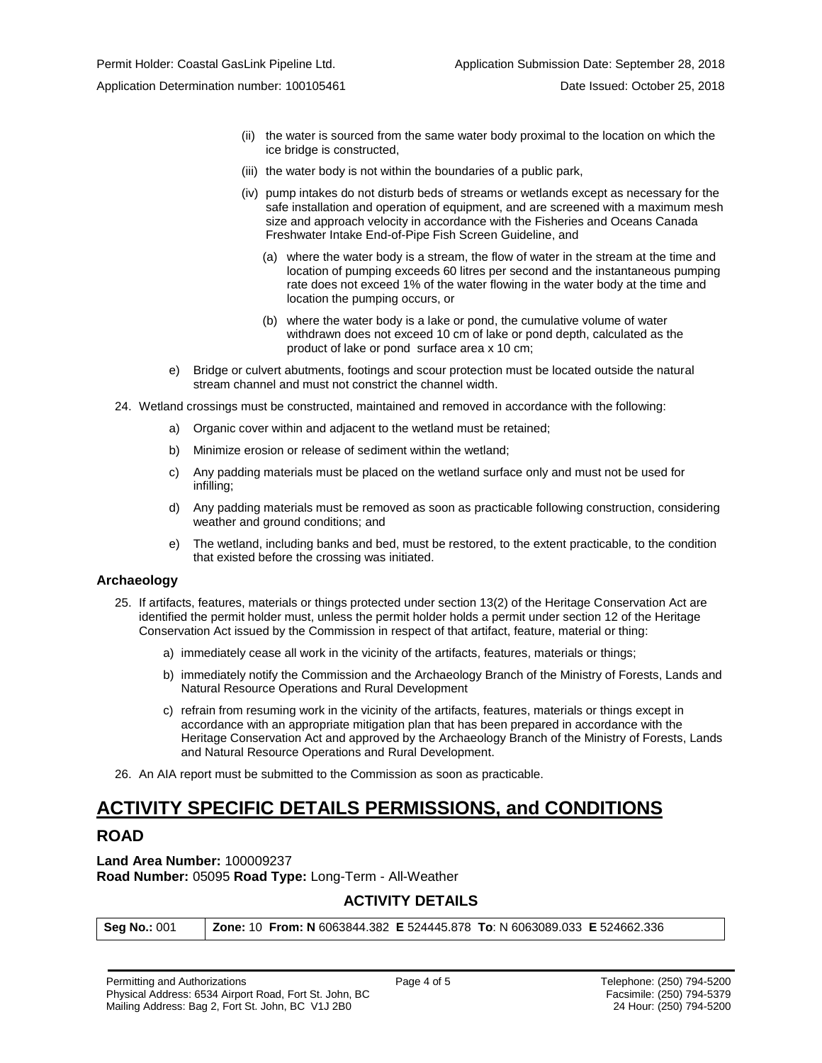(ii) the water is sourced from the same water body proximal to the location on which the ice bridge is constructed,

(iii) the water body is not within the boundaries of a public park,

(iv) pump intakes do not disturb beds of streams or wetlands except as necessary for the safe installation and operation of equipment, and are screened with a maximum mesh size and approach velocity in accordance with the Fisheries and Oceans Canada Freshwater Intake End-of-Pipe Fish Screen Guideline, and

(a) where the water body is a stream, the flow of water in the stream at the time and location of pumping exceeds 60 litres per second and the instantaneous pumping rate does not exceed 1% of the water flowing in the water body at the time and location the pumping occurs, or

(b) where the water body is a lake or pond, the cumulative volume of water withdrawn does not exceed 10 cm of lake or pond depth, calculated as the product of lake or pond surface area x 10 cm;

e) Bridge or culvert abutments, footings and scour protection must be located outside the natural stream channel and must not constrict the channel width.

24. Wetland crossings must be constructed, maintained and removed in accordance with the following:

a) Organic cover within and adjacent to the wetland must be retained;

b) Minimize erosion or release of sediment within the wetland;

c) Any padding materials must be placed on the wetland surface only and must not be used for infilling;

d) Any padding materials must be removed as soon as practicable following construction, considering weather and ground conditions; and

e) The wetland, including banks and bed, must be restored, to the extent practicable, to the condition that existed before the crossing was initiated.

### Archaeology

25. If artifacts, features, materials or things protected under section 13(2) of the Heritage Conservation Act are identified the permit holder must, unless the permit holder holds a permit under section 12 of the Heritage Conservation Act issued by the Commission in respect of that artifact, feature, material or thing:

a) immediately cease all work in the vicinity of the artifacts, features, materials or things;

b) immediately notify the Commission and the Archaeology Branch of the Ministry of Forests, Lands and Natural Resource Operations and Rural Development

c) refrain from resuming work in the vicinity of the artifacts, features, materials or things except in accordance with an appropriate mitigation plan that has been prepared in accordance with the Heritage Conservation Act and approved by the Archaeology Branch of the Ministry of Forests, Lands and Natural Resource Operations and Rural Development.

26. An AIA report must be submitted to the Commission as soon as practicable.

# ACTIVITY SPECIFIC DETAILS PERMISSIONS, and CONDITIONS

## ROAD

**Land Area Number:** 100009237
**Road Number:** 05095 **Road Type:** Long-Term - All-Weather

### ACTIVITY DETAILS

| **Seg No.:** 001 | **Zone:** 10 **From: N** 6063844.382 **E** 524445.878 **To**: N 6063089.033 **E** 524662.336 |
|---|---|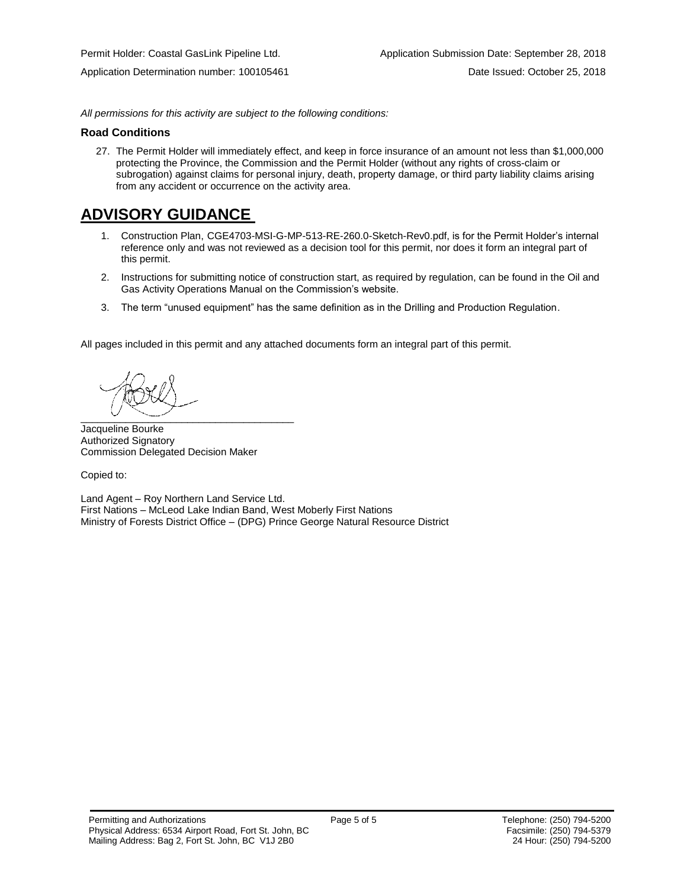Permit Holder: Coastal GasLink Pipeline Ltd.    Application Submission Date: September 28, 2018

Application Determination number: 100105461    Date Issued: October 25, 2018

*All permissions for this activity are subject to the following conditions:*

**Road Conditions**

27. The Permit Holder will immediately effect, and keep in force insurance of an amount not less than $1,000,000 protecting the Province, the Commission and the Permit Holder (without any rights of cross-claim or subrogation) against claims for personal injury, death, property damage, or third party liability claims arising from any accident or occurrence on the activity area.

# ADVISORY GUIDANCE

1. Construction Plan, CGE4703-MSI-G-MP-513-RE-260.0-Sketch-Rev0.pdf, is for the Permit Holder's internal reference only and was not reviewed as a decision tool for this permit, nor does it form an integral part of this permit.
2. Instructions for submitting notice of construction start, as required by regulation, can be found in the Oil and Gas Activity Operations Manual on the Commission's website.
3. The term "unused equipment" has the same definition as in the Drilling and Production Regulation.

All pages included in this permit and any attached documents form an integral part of this permit.

_______________________________________

Jacqueline Bourke
Authorized Signatory
Commission Delegated Decision Maker

Copied to:

Land Agent – Roy Northern Land Service Ltd.
First Nations – McLeod Lake Indian Band, West Moberly First Nations
Ministry of Forests District Office – (DPG) Prince George Natural Resource District